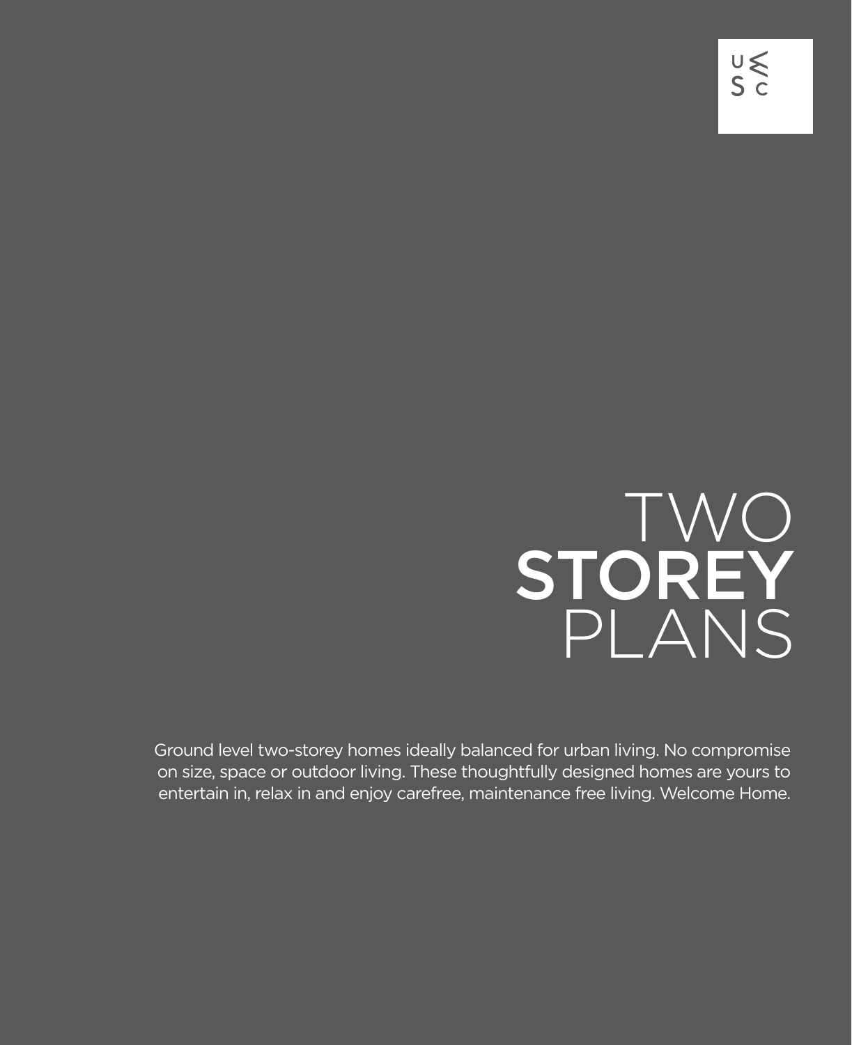# TWO **STOREY** PLANS

Ground level two-storey homes ideally balanced for urban living. No compromise on size, space or outdoor living. These thoughtfully designed homes are yours to entertain in, relax in and enjoy carefree, maintenance free living. Welcome Home.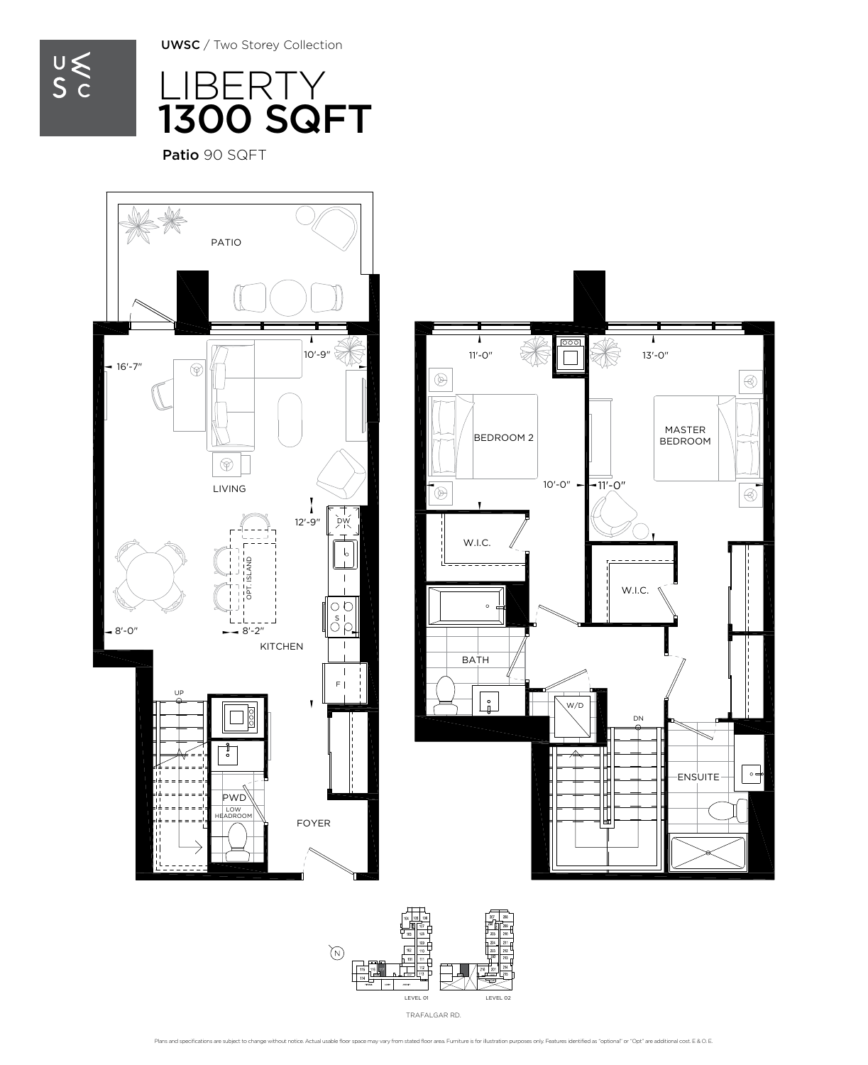UWSC / Two Storey Collection

# LIBERTY
# 1300 SQFT

**Patio** 90 SQFT

PATIO

LIVING

16'-7"

10'-9"

12'-9"

DW

OPT. ISLAND

S

8'-0"

8'-2"

KITCHEN

F

UP

PWD

LOW HEADROOM

FOYER

11'-0"

13'-0"

BEDROOM 2

MASTER BEDROOM

10'-0"

11'-0"

W.I.C.

W.I.C.

BATH

W/D

DN

ENSUITE

LEVEL 01

LEVEL 02

TRAFALGAR RD.

Plans and specifications are subject to change without notice. Actual usable floor space may vary from stated floor area. Furniture is for illustration purposes only. Features identified as "optional" or "Opt" are additional cost. E & O.E.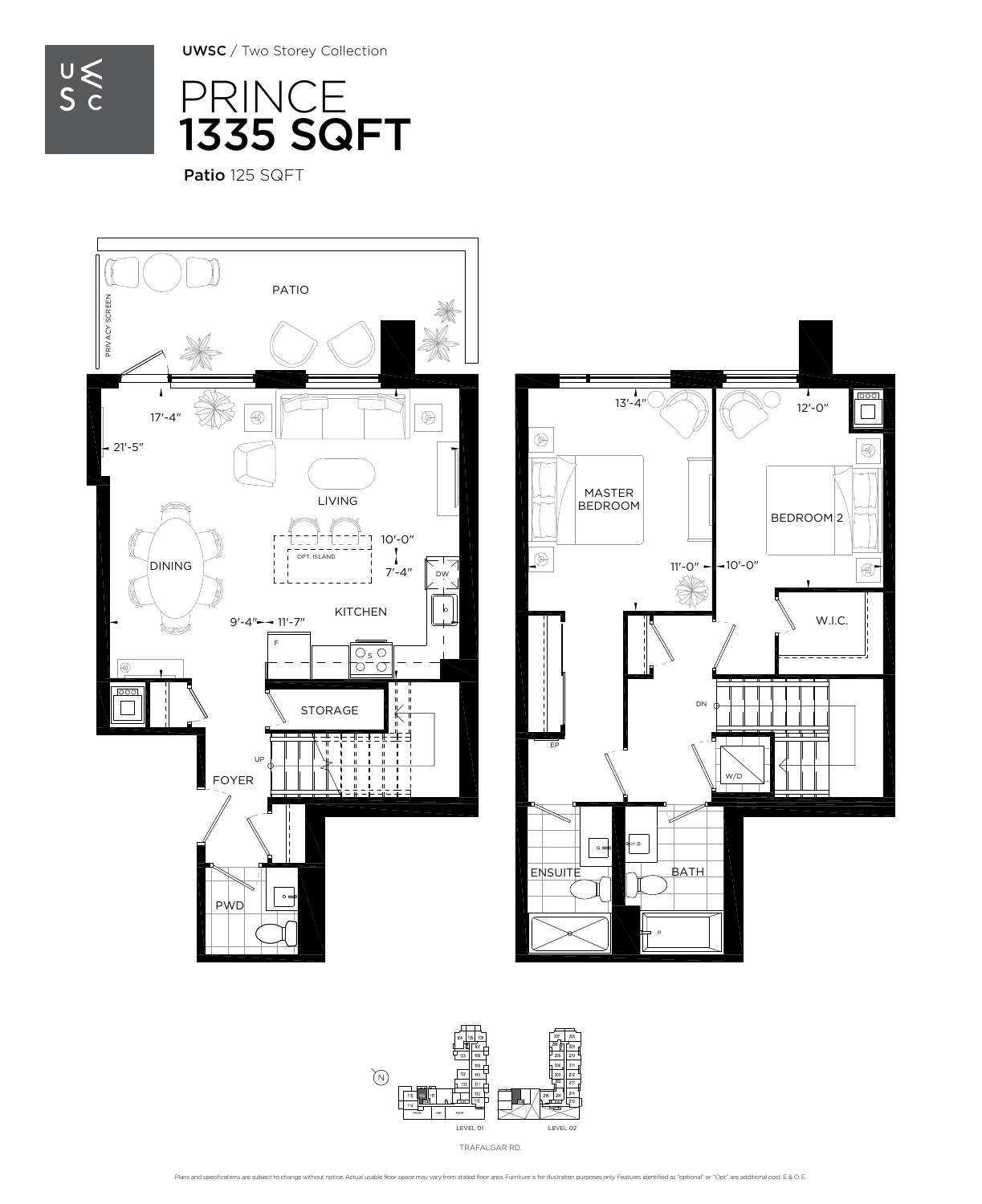UWSC / Two Storey Collection

# PRINCE
# 1335 SQFT

**Patio** 125 SQFT

PATIO

PRIVACY SCREEN

LIVING

17'-4"

21'-5"

DINING

OPT. ISLAND

10'-0"

7'-4"

DW

KITCHEN

9'-4" 11'-7"

F

S

STORAGE

UP

FOYER

PWD

MASTER BEDROOM

13'-4"

11'-0"

BEDROOM 2

12'-0"

10'-0"

W.I.C.

DN

EP

W/D

ENSUITE

BATH

LEVEL 01

LEVEL 02

TRAFALGAR RD.

Plans and specifications are subject to change without notice. Actual usable floor space may vary from stated floor area. Furniture is for illustration purposes only. Features identified as "optional" or "Opt" are additional cost. E & O.E.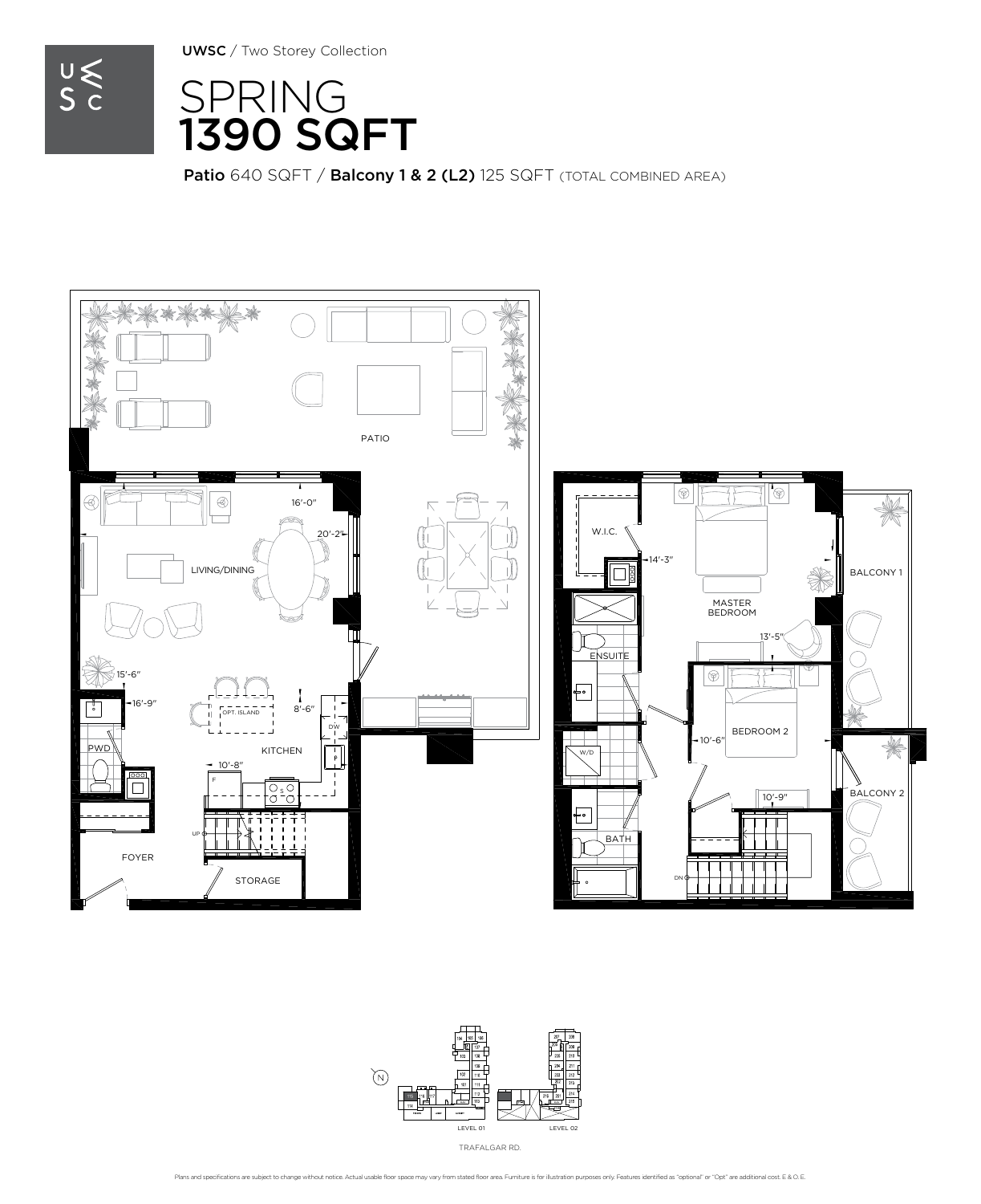UWSC / Two Storey Collection

# SPRING
# 1390 SQFT

**Patio** 640 SQFT / **Balcony 1 & 2 (L2)** 125 SQFT (TOTAL COMBINED AREA)

PATIO

LIVING/DINING

16'-0"

20'-2"

15'-6"

16'-9"

8'-6"

OPT. ISLAND

KITCHEN

10'-8"

PWD

FOYER

STORAGE

W.I.C.

14'-3"

MASTER BEDROOM

13'-5"

ENSUITE

BEDROOM 2

10'-6"

10'-9"

BALCONY 1

BALCONY 2

W/D

BATH

LEVEL 01

LEVEL 02

TRAFALGAR RD.

Plans and specifications are subject to change without notice. Actual usable floor space may vary from stated floor area. Furniture is for illustration purposes only. Features identified as "optional" or "Opt" are additional cost. E & O. E.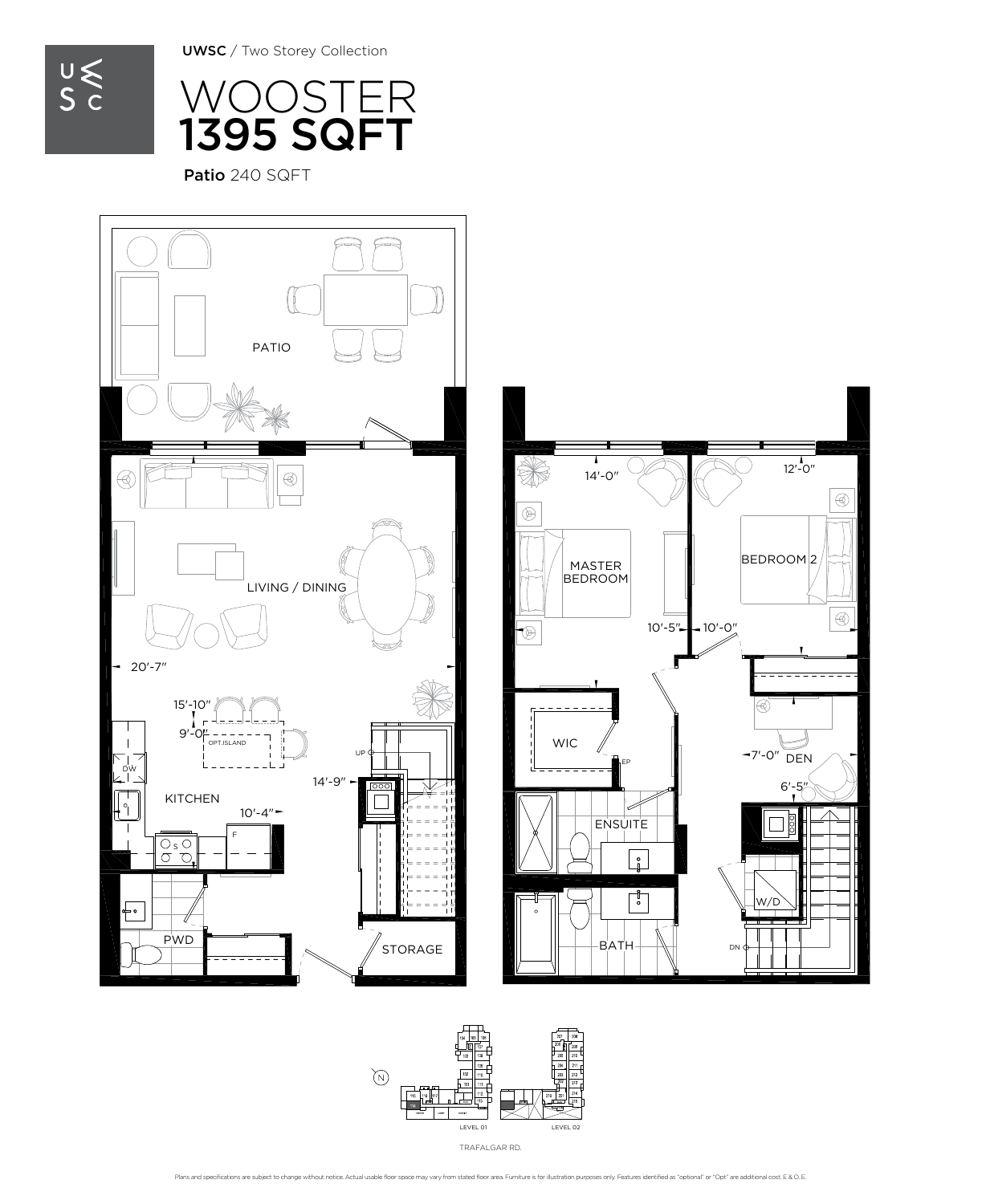UWSC / Two Storey Collection

# WOOSTER
# 1395 SQFT

**Patio** 240 SQFT

PATIO

LIVING / DINING

20'-7"

15'-10"

9'-0"

OPT.ISLAND

UP

14'-9"

DW

KITCHEN

10'-4"

S

F

PWD

STORAGE

14'-0"

12'-0"

MASTER BEDROOM

BEDROOM 2

10'-5"

10'-0"

WIC

EP

7'-0"

DEN

6'-5"

ENSUITE

W/D

BATH

DN

LEVEL 01

LEVEL 02

TRAFALGAR RD.

Plans and specifications are subject to change without notice. Actual usable floor space may vary from stated floor area. Furniture is for illustration purposes only. Features identified as "optional" or "Opt" are additional cost. E & O.E.